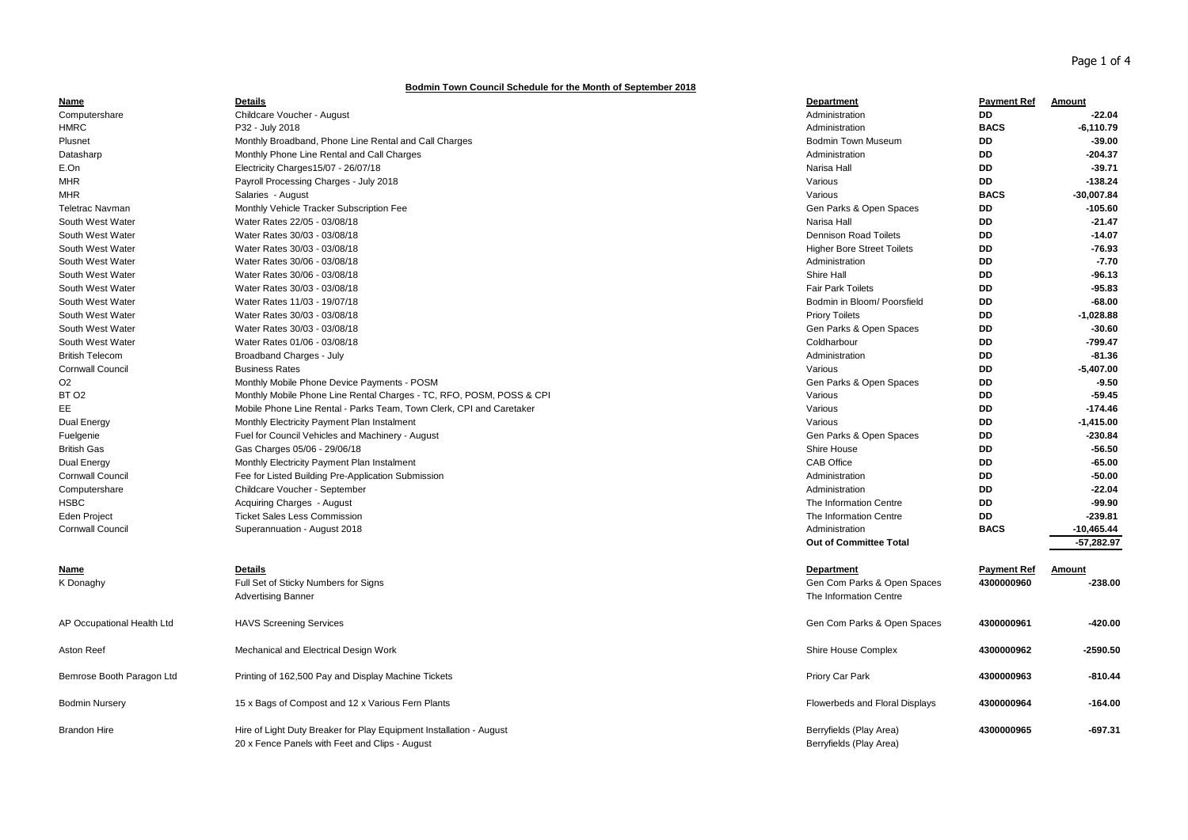**Bodmin Town Council Schedule for the Month of September 2018**

| Name | Details | Department | Payment Ref | Amount |
|---|---|---|---|---|
| Computershare | Childcare Voucher - August | Administration | DD | -22.04 |
| HMRC | P32 - July 2018 | Administration | BACS | -6,110.79 |
| Plusnet | Monthly Broadband, Phone Line Rental and Call Charges | Bodmin Town Museum | DD | -39.00 |
| Datasharp | Monthly Phone Line Rental and Call Charges | Administration | DD | -204.37 |
| E.On | Electricity Charges15/07 - 26/07/18 | Narisa Hall | DD | -39.71 |
| MHR | Payroll Processing Charges - July 2018 | Various | DD | -138.24 |
| MHR | Salaries - August | Various | BACS | -30,007.84 |
| Teletrac Navman | Monthly Vehicle Tracker Subscription Fee | Gen Parks & Open Spaces | DD | -105.60 |
| South West Water | Water Rates 22/05 - 03/08/18 | Narisa Hall | DD | -21.47 |
| South West Water | Water Rates 30/03 - 03/08/18 | Dennison Road Toilets | DD | -14.07 |
| South West Water | Water Rates 30/03 - 03/08/18 | Higher Bore Street Toilets | DD | -76.93 |
| South West Water | Water Rates 30/06 - 03/08/18 | Administration | DD | -7.70 |
| South West Water | Water Rates 30/06 - 03/08/18 | Shire Hall | DD | -96.13 |
| South West Water | Water Rates 30/03 - 03/08/18 | Fair Park Toilets | DD | -95.83 |
| South West Water | Water Rates 11/03 - 19/07/18 | Bodmin in Bloom/ Poorsfield | DD | -68.00 |
| South West Water | Water Rates 30/03 - 03/08/18 | Priory Toilets | DD | -1,028.88 |
| South West Water | Water Rates 30/03 - 03/08/18 | Gen Parks & Open Spaces | DD | -30.60 |
| South West Water | Water Rates 01/06 - 03/08/18 | Coldharbour | DD | -799.47 |
| British Telecom | Broadband Charges - July | Administration | DD | -81.36 |
| Cornwall Council | Business Rates | Various | DD | -5,407.00 |
| O2 | Monthly Mobile Phone Device Payments - POSM | Gen Parks & Open Spaces | DD | -9.50 |
| BT O2 | Monthly Mobile Phone Line Rental Charges - TC, RFO, POSM, POSS & CPI | Various | DD | -59.45 |
| EE | Mobile Phone Line Rental - Parks Team, Town Clerk, CPI and Caretaker | Various | DD | -174.46 |
| Dual Energy | Monthly Electricity Payment Plan Instalment | Various | DD | -1,415.00 |
| Fuelgenie | Fuel for Council Vehicles and Machinery - August | Gen Parks & Open Spaces | DD | -230.84 |
| British Gas | Gas Charges 05/06 - 29/06/18 | Shire House | DD | -56.50 |
| Dual Energy | Monthly Electricity Payment Plan Instalment | CAB Office | DD | -65.00 |
| Cornwall Council | Fee for Listed Building Pre-Application Submission | Administration | DD | -50.00 |
| Computershare | Childcare Voucher - September | Administration | DD | -22.04 |
| HSBC | Acquiring Charges - August | The Information Centre | DD | -99.90 |
| Eden Project | Ticket Sales Less Commission | The Information Centre | DD | -239.81 |
| Cornwall Council | Superannuation - August 2018 | Administration | BACS | -10,465.44 |
| | | **Out of Committee Total** | | **-57,282.97** |

| Name | Details | Department | Payment Ref | Amount |
|---|---|---|---|---|
| K Donaghy | Full Set of Sticky Numbers for Signs | Gen Com Parks & Open Spaces | 4300000960 | -238.00 |
| | Advertising Banner | The Information Centre | | |
| AP Occupational Health Ltd | HAVS Screening Services | Gen Com Parks & Open Spaces | 4300000961 | -420.00 |
| Aston Reef | Mechanical and Electrical Design Work | Shire House Complex | 4300000962 | -2590.50 |
| Bemrose Booth Paragon Ltd | Printing of 162,500 Pay and Display Machine Tickets | Priory Car Park | 4300000963 | -810.44 |
| Bodmin Nursery | 15 x Bags of Compost and 12 x Various Fern Plants | Flowerbeds and Floral Displays | 4300000964 | -164.00 |
| Brandon Hire | Hire of Light Duty Breaker for Play Equipment Installation - August | Berryfields (Play Area) | 4300000965 | -697.31 |
| | 20 x Fence Panels with Feet and Clips - August | Berryfields (Play Area) | | |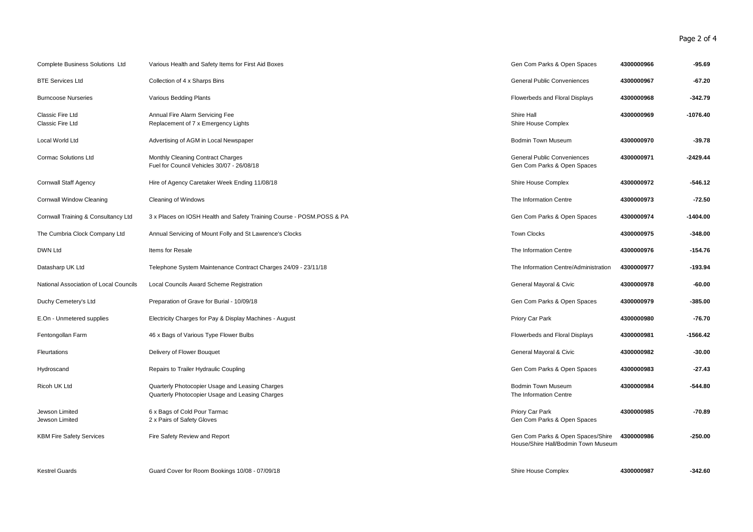| | | | | |
|---|---|---|---|---|
| Complete Business Solutions Ltd | Various Health and Safety Items for First Aid Boxes | Gen Com Parks & Open Spaces | 4300000966 | -95.69 |
| BTE Services Ltd | Collection of 4 x Sharps Bins | General Public Conveniences | 4300000967 | -67.20 |
| Burncoose Nurseries | Various Bedding Plants | Flowerbeds and Floral Displays | 4300000968 | -342.79 |
| Classic Fire Ltd<br>Classic Fire Ltd | Annual Fire Alarm Servicing Fee<br>Replacement of 7 x Emergency Lights | Shire Hall<br>Shire House Complex | 4300000969 | -1076.40 |
| Local World Ltd | Advertising of AGM in Local Newspaper | Bodmin Town Museum | 4300000970 | -39.78 |
| Cormac Solutions Ltd | Monthly Cleaning Contract Charges<br>Fuel for Council Vehicles 30/07 - 26/08/18 | General Public Conveniences<br>Gen Com Parks & Open Spaces | 4300000971 | -2429.44 |
| Cornwall Staff Agency | Hire of Agency Caretaker Week Ending 11/08/18 | Shire House Complex | 4300000972 | -546.12 |
| Cornwall Window Cleaning | Cleaning of Windows | The Information Centre | 4300000973 | -72.50 |
| Cornwall Training & Consultancy Ltd | 3 x Places on IOSH Health and Safety Training Course - POSM.POSS & PA | Gen Com Parks & Open Spaces | 4300000974 | -1404.00 |
| The Cumbria Clock Company Ltd | Annual Servicing of Mount Folly and St Lawrence's Clocks | Town Clocks | 4300000975 | -348.00 |
| DWN Ltd | Items for Resale | The Information Centre | 4300000976 | -154.76 |
| Datasharp UK Ltd | Telephone System Maintenance Contract Charges 24/09 - 23/11/18 | The Information Centre/Administration | 4300000977 | -193.94 |
| National Association of Local Councils | Local Councils Award Scheme Registration | General Mayoral & Civic | 4300000978 | -60.00 |
| Duchy Cemetery's Ltd | Preparation of Grave for Burial - 10/09/18 | Gen Com Parks & Open Spaces | 4300000979 | -385.00 |
| E.On - Unmetered supplies | Electricity Charges for Pay & Display Machines - August | Priory Car Park | 4300000980 | -76.70 |
| Fentongollan Farm | 46 x Bags of Various Type Flower Bulbs | Flowerbeds and Floral Displays | 4300000981 | -1566.42 |
| Fleurtations | Delivery of Flower Bouquet | General Mayoral & Civic | 4300000982 | -30.00 |
| Hydroscand | Repairs to Trailer Hydraulic Coupling | Gen Com Parks & Open Spaces | 4300000983 | -27.43 |
| Ricoh UK Ltd | Quarterly Photocopier Usage and Leasing Charges<br>Quarterly Photocopier Usage and Leasing Charges | Bodmin Town Museum<br>The Information Centre | 4300000984 | -544.80 |
| Jewson Limited<br>Jewson Limited | 6 x Bags of Cold Pour Tarmac<br>2 x Pairs of Safety Gloves | Priory Car Park<br>Gen Com Parks & Open Spaces | 4300000985 | -70.89 |
| KBM Fire Safety Services | Fire Safety Review and Report | Gen Com Parks & Open Spaces/Shire House/Shire Hall/Bodmin Town Museum | 4300000986 | -250.00 |
| Kestrel Guards | Guard Cover for Room Bookings 10/08 - 07/09/18 | Shire House Complex | 4300000987 | -342.60 |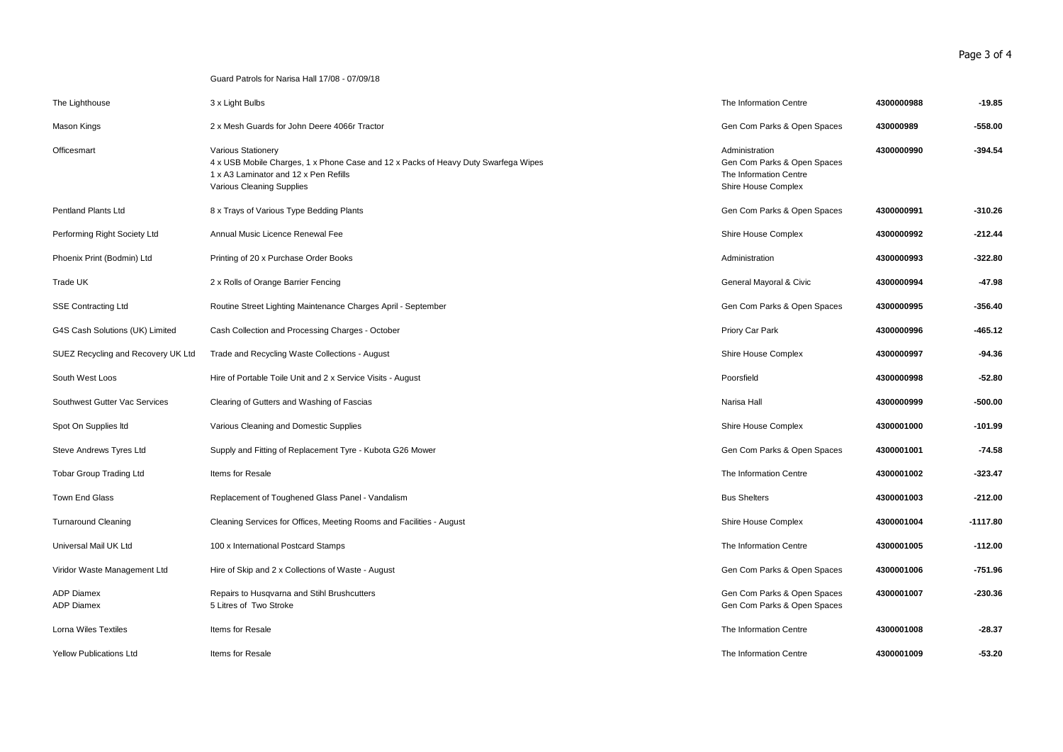| | | | | |
|---|---|---|---|---|
| | Guard Patrols for Narisa Hall 17/08 - 07/09/18 | | | |
| The Lighthouse | 3 x Light Bulbs | The Information Centre | **4300000988** | **-19.85** |
| Mason Kings | 2 x Mesh Guards for John Deere 4066r Tractor | Gen Com Parks & Open Spaces | **430000989** | **-558.00** |
| Officesmart | Various Stationery<br>4 x USB Mobile Charges, 1 x Phone Case and 12 x Packs of Heavy Duty Swarfega Wipes<br>1 x A3 Laminator and 12 x Pen Refills<br>Various Cleaning Supplies | Administration<br>Gen Com Parks & Open Spaces<br>The Information Centre<br>Shire House Complex | **4300000990** | **-394.54** |
| Pentland Plants Ltd | 8 x Trays of Various Type Bedding Plants | Gen Com Parks & Open Spaces | **4300000991** | **-310.26** |
| Performing Right Society Ltd | Annual Music Licence Renewal Fee | Shire House Complex | **4300000992** | **-212.44** |
| Phoenix Print (Bodmin) Ltd | Printing of 20 x Purchase Order Books | Administration | **4300000993** | **-322.80** |
| Trade UK | 2 x Rolls of Orange Barrier Fencing | General Mayoral & Civic | **4300000994** | **-47.98** |
| SSE Contracting Ltd | Routine Street Lighting Maintenance Charges April - September | Gen Com Parks & Open Spaces | **4300000995** | **-356.40** |
| G4S Cash Solutions (UK) Limited | Cash Collection and Processing Charges - October | Priory Car Park | **4300000996** | **-465.12** |
| SUEZ Recycling and Recovery UK Ltd | Trade and Recycling Waste Collections - August | Shire House Complex | **4300000997** | **-94.36** |
| South West Loos | Hire of Portable Toile Unit and 2 x Service Visits - August | Poorsfield | **4300000998** | **-52.80** |
| Southwest Gutter Vac Services | Clearing of Gutters and Washing of Fascias | Narisa Hall | **4300000999** | **-500.00** |
| Spot On Supplies ltd | Various Cleaning and Domestic Supplies | Shire House Complex | **4300001000** | **-101.99** |
| Steve Andrews Tyres Ltd | Supply and Fitting of Replacement Tyre - Kubota G26 Mower | Gen Com Parks & Open Spaces | **4300001001** | **-74.58** |
| Tobar Group Trading Ltd | Items for Resale | The Information Centre | **4300001002** | **-323.47** |
| Town End Glass | Replacement of Toughened Glass Panel - Vandalism | Bus Shelters | **4300001003** | **-212.00** |
| Turnaround Cleaning | Cleaning Services for Offices, Meeting Rooms and Facilities - August | Shire House Complex | **4300001004** | **-1117.80** |
| Universal Mail UK Ltd | 100 x International Postcard Stamps | The Information Centre | **4300001005** | **-112.00** |
| Viridor Waste Management Ltd | Hire of Skip and 2 x Collections of Waste - August | Gen Com Parks & Open Spaces | **4300001006** | **-751.96** |
| ADP Diamex<br>ADP Diamex | Repairs to Husqvarna and Stihl Brushcutters<br>5 Litres of Two Stroke | Gen Com Parks & Open Spaces<br>Gen Com Parks & Open Spaces | **4300001007** | **-230.36** |
| Lorna Wiles Textiles | Items for Resale | The Information Centre | **4300001008** | **-28.37** |
| Yellow Publications Ltd | Items for Resale | The Information Centre | **4300001009** | **-53.20** |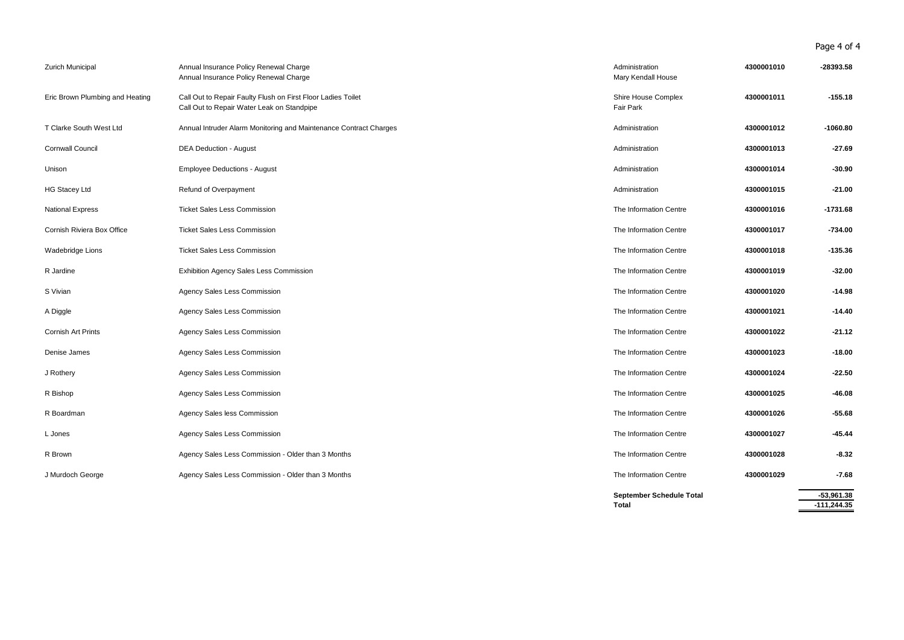| | | | | |
|---|---|---|---|---|
| Zurich Municipal | Annual Insurance Policy Renewal Charge<br>Annual Insurance Policy Renewal Charge | Administration<br>Mary Kendall House | 4300001010 | -28393.58 |
| Eric Brown Plumbing and Heating | Call Out to Repair Faulty Flush on First Floor Ladies Toilet<br>Call Out to Repair Water Leak on Standpipe | Shire House Complex<br>Fair Park | 4300001011 | -155.18 |
| T Clarke South West Ltd | Annual Intruder Alarm Monitoring and Maintenance Contract Charges | Administration | 4300001012 | -1060.80 |
| Cornwall Council | DEA Deduction - August | Administration | 4300001013 | -27.69 |
| Unison | Employee Deductions - August | Administration | 4300001014 | -30.90 |
| HG Stacey Ltd | Refund of Overpayment | Administration | 4300001015 | -21.00 |
| National Express | Ticket Sales Less Commission | The Information Centre | 4300001016 | -1731.68 |
| Cornish Riviera Box Office | Ticket Sales Less Commission | The Information Centre | 4300001017 | -734.00 |
| Wadebridge Lions | Ticket Sales Less Commission | The Information Centre | 4300001018 | -135.36 |
| R Jardine | Exhibition Agency Sales Less Commission | The Information Centre | 4300001019 | -32.00 |
| S Vivian | Agency Sales Less Commission | The Information Centre | 4300001020 | -14.98 |
| A Diggle | Agency Sales Less Commission | The Information Centre | 4300001021 | -14.40 |
| Cornish Art Prints | Agency Sales Less Commission | The Information Centre | 4300001022 | -21.12 |
| Denise James | Agency Sales Less Commission | The Information Centre | 4300001023 | -18.00 |
| J Rothery | Agency Sales Less Commission | The Information Centre | 4300001024 | -22.50 |
| R Bishop | Agency Sales Less Commission | The Information Centre | 4300001025 | -46.08 |
| R Boardman | Agency Sales less Commission | The Information Centre | 4300001026 | -55.68 |
| L Jones | Agency Sales Less Commission | The Information Centre | 4300001027 | -45.44 |
| R Brown | Agency Sales Less Commission - Older than 3 Months | The Information Centre | 4300001028 | -8.32 |
| J Murdoch George | Agency Sales Less Commission - Older than 3 Months | The Information Centre | 4300001029 | -7.68 |
| | | **September Schedule Total** | | **-53,961.38** |
| | | **Total** | | **-111,244.35** |